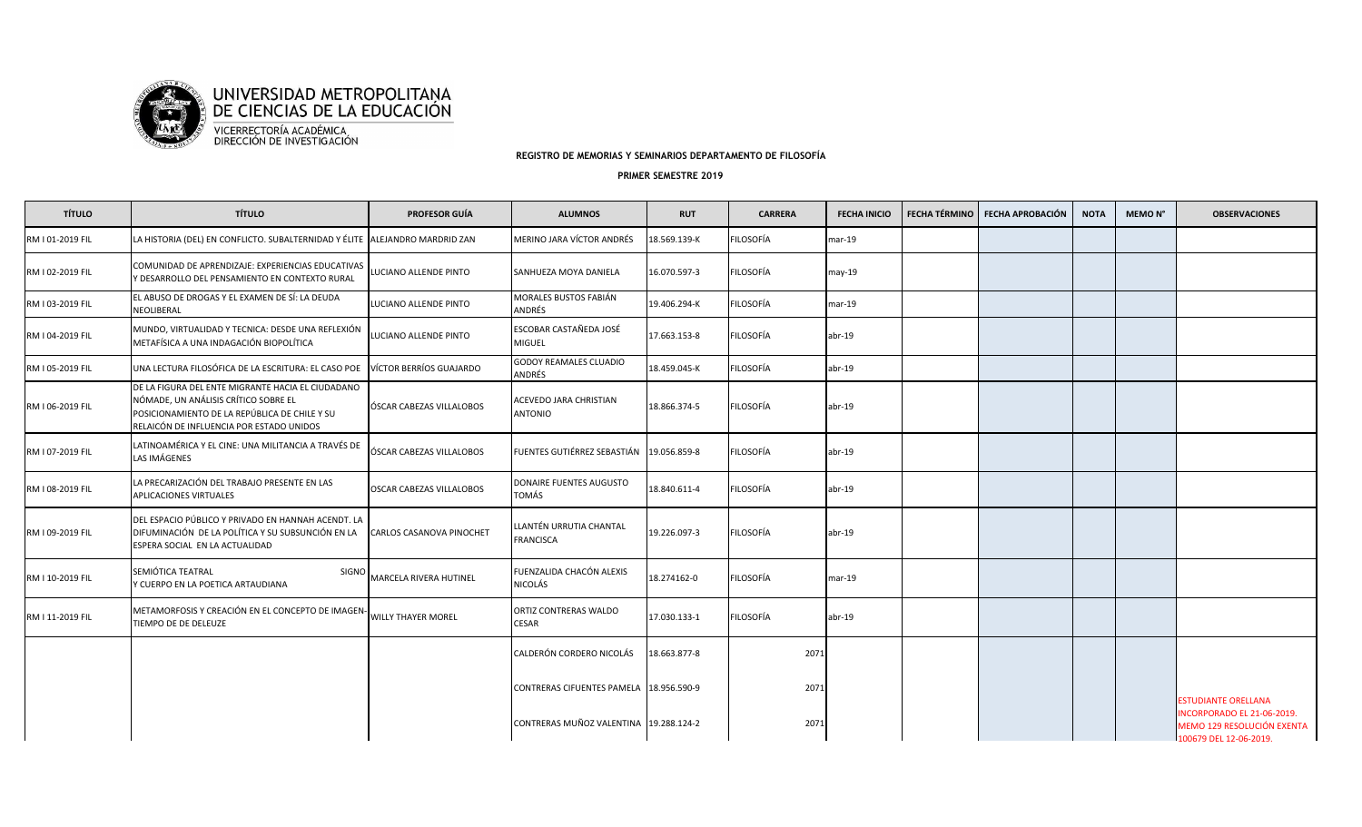UNIVERSIDAD METROPOLITANA DE CIENCIAS DE LA EDUCACIÓN

VICERRECTORÍA ACADÉMICA
DIRECCIÓN DE INVESTIGACIÓN

**REGISTRO DE MEMORIAS Y SEMINARIOS DEPARTAMENTO DE FILOSOFÍA**

**PRIMER SEMESTRE 2019**

| TÍTULO | TÍTULO | PROFESOR GUÍA | ALUMNOS | RUT | CARRERA | FECHA INICIO | FECHA TÉRMINO | FECHA APROBACIÓN | NOTA | MEMO N° | OBSERVACIONES |
|---|---|---|---|---|---|---|---|---|---|---|---|
| RM I 01-2019 FIL | LA HISTORIA (DEL) EN CONFLICTO. SUBALTERNIDAD Y ÉLITE | ALEJANDRO MARDRID ZAN | MERINO JARA VÍCTOR ANDRÉS | 18.569.139-K | FILOSOFÍA | mar-19 | | | | | |
| RM I 02-2019 FIL | COMUNIDAD DE APRENDIZAJE: EXPERIENCIAS EDUCATIVAS Y DESARROLLO DEL PENSAMIENTO EN CONTEXTO RURAL | LUCIANO ALLENDE PINTO | SANHUEZA MOYA DANIELA | 16.070.597-3 | FILOSOFÍA | may-19 | | | | | |
| RM I 03-2019 FIL | EL ABUSO DE DROGAS Y EL EXAMEN DE SÍ: LA DEUDA NEOLIBERAL | LUCIANO ALLENDE PINTO | MORALES BUSTOS FABIÁN ANDRÉS | 19.406.294-K | FILOSOFÍA | mar-19 | | | | | |
| RM I 04-2019 FIL | MUNDO, VIRTUALIDAD Y TECNICA: DESDE UNA REFLEXIÓN METAFÍSICA A UNA INDAGACIÓN BIOPOLÍTICA | LUCIANO ALLENDE PINTO | ESCOBAR CASTAÑEDA JOSÉ MIGUEL | 17.663.153-8 | FILOSOFÍA | abr-19 | | | | | |
| RM I 05-2019 FIL | UNA LECTURA FILOSÓFICA DE LA ESCRITURA: EL CASO POE | VÍCTOR BERRÍOS GUAJARDO | GODOY REAMALES CLUADIO ANDRÉS | 18.459.045-K | FILOSOFÍA | abr-19 | | | | | |
| RM I 06-2019 FIL | DE LA FIGURA DEL ENTE MIGRANTE HACIA EL CIUDADANO NÓMADE, UN ANÁLISIS CRÍTICO SOBRE EL POSICIONAMIENTO DE LA REPÚBLICA DE CHILE Y SU RELAICÓN DE INFLUENCIA POR ESTADO UNIDOS | ÓSCAR CABEZAS VILLALOBOS | ACEVEDO JARA CHRISTIAN ANTONIO | 18.866.374-5 | FILOSOFÍA | abr-19 | | | | | |
| RM I 07-2019 FIL | LATINOAMÉRICA Y EL CINE: UNA MILITANCIA A TRAVÉS DE LAS IMÁGENES | ÓSCAR CABEZAS VILLALOBOS | FUENTES GUTIÉRREZ SEBASTIÁN | 19.056.859-8 | FILOSOFÍA | abr-19 | | | | | |
| RM I 08-2019 FIL | LA PRECARIZACIÓN DEL TRABAJO PRESENTE EN LAS APLICACIONES VIRTUALES | OSCAR CABEZAS VILLALOBOS | DONAIRE FUENTES AUGUSTO TOMÁS | 18.840.611-4 | FILOSOFÍA | abr-19 | | | | | |
| RM I 09-2019 FIL | DEL ESPACIO PÚBLICO Y PRIVADO EN HANNAH ACENDT. LA DIFUMINACIÓN DE LA POLÍTICA Y SU SUBSUNCIÓN EN LA ESPERA SOCIAL EN LA ACTUALIDAD | CARLOS CASANOVA PINOCHET | LLANTÉN URRUTIA CHANTAL FRANCISCA | 19.226.097-3 | FILOSOFÍA | abr-19 | | | | | |
| RM I 10-2019 FIL | SEMIÓTICA TEATRAL SIGNO Y CUERPO EN LA POETICA ARTAUDIANA | MARCELA RIVERA HUTINEL | FUENZALIDA CHACÓN ALEXIS NICOLÁS | 18.274162-0 | FILOSOFÍA | mar-19 | | | | | |
| RM I 11-2019 FIL | METAMORFOSIS Y CREACIÓN EN EL CONCEPTO DE IMAGEN-TIEMPO DE DE DELEUZE | WILLY THAYER MOREL | ORTIZ CONTRERAS WALDO CESAR | 17.030.133-1 | FILOSOFÍA | abr-19 | | | | | |
| | | | CALDERÓN CORDERO NICOLÁS | 18.663.877-8 | 2071 | | | | | | ESTUDIANTE ORELLANA INCORPORADO EL 21-06-2019. MEMO 129 RESOLUCIÓN EXENTA 100679 DEL 12-06-2019. |
| | | | CONTRERAS CIFUENTES PAMELA | 18.956.590-9 | 2071 | | | | | | |
| | | | CONTRERAS MUÑOZ VALENTINA | 19.288.124-2 | 2071 | | | | | | |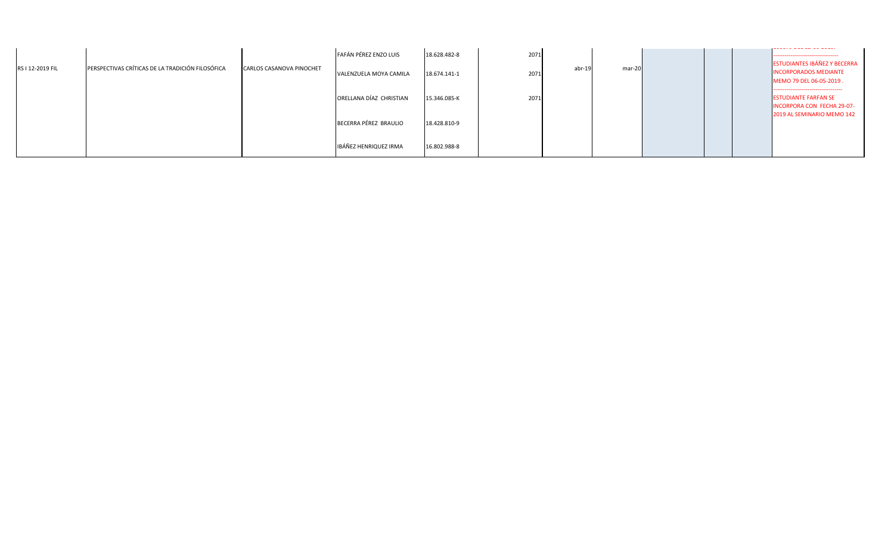| | | | | | | | | | | | |
|---|---|---|---|---|---|---|---|---|---|---|---|
| RS I 12-2019 FIL | PERSPECTIVAS CRÍTICAS DE LA TRADICIÓN FILOSÓFICA | CARLOS CASANOVA PINOCHET | FAFÁN PÉREZ ENZO LUIS | 18.628.482-8 | 2071 | abr-19 | mar-20 | | | | ---------------------------------- ESTUDIANTES IBÁÑEZ Y BECERRA INCORPORADOS MEDIANTE MEMO 79 DEL 06-05-2019 . ------------------------------------ ESTUDIANTE FARFAN SE INCORPORA CON FECHA 29-07-2019 AL SEMINARIO MEMO 142 |
| | | | VALENZUELA MOYA CAMILA | 18.674.141-1 | 2071 | | | | | | |
| | | | ORELLANA DÍAZ CHRISTIAN | 15.346.085-K | 2071 | | | | | | |
| | | | BECERRA PÉREZ BRAULIO | 18.428.810-9 | | | | | | | |
| | | | IBÁÑEZ HENRIQUEZ IRMA | 16.802.988-8 | | | | | | | |